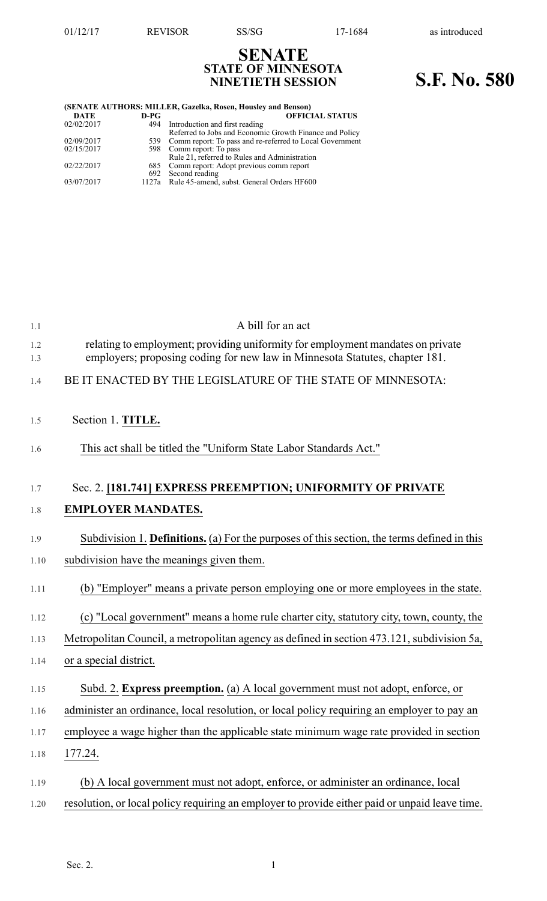01/12/17 REVISOR SS/SG 17-1684 as introduced

# SENATE
## STATE OF MINNESOTA
## NINETIETH SESSION

# S.F. No. 580

**(SENATE AUTHORS: MILLER, Gazelka, Rosen, Housley and Benson)**

| DATE | D-PG | OFFICIAL STATUS |
|---|---|---|
| 02/02/2017 | 494 | Introduction and first reading<br>Referred to Jobs and Economic Growth Finance and Policy |
| 02/09/2017 | 539 | Comm report: To pass and re-referred to Local Government |
| 02/15/2017 | 598 | Comm report: To pass<br>Rule 21, referred to Rules and Administration |
| 02/22/2017 | 685 | Comm report: Adopt previous comm report |
| | 692 | Second reading |
| 03/07/2017 | 1127a | Rule 45-amend, subst. General Orders HF600 |

1.1 A bill for an act

1.2 relating to employment; providing uniformity for employment mandates on private
1.3 employers; proposing coding for new law in Minnesota Statutes, chapter 181.

1.4 BE IT ENACTED BY THE LEGISLATURE OF THE STATE OF MINNESOTA:

1.5 Section 1. **TITLE.**

1.6 This act shall be titled the "Uniform State Labor Standards Act."

1.7 Sec. 2. **[181.741] EXPRESS PREEMPTION; UNIFORMITY OF PRIVATE**
1.8 **EMPLOYER MANDATES.**

1.9 Subdivision 1. **Definitions.** (a) For the purposes of this section, the terms defined in this
1.10 subdivision have the meanings given them.

1.11 (b) "Employer" means a private person employing one or more employees in the state.

1.12 (c) "Local government" means a home rule charter city, statutory city, town, county, the
1.13 Metropolitan Council, a metropolitan agency as defined in section 473.121, subdivision 5a,
1.14 or a special district.

1.15 Subd. 2. **Express preemption.** (a) A local government must not adopt, enforce, or
1.16 administer an ordinance, local resolution, or local policy requiring an employer to pay an
1.17 employee a wage higher than the applicable state minimum wage rate provided in section
1.18 177.24.

1.19 (b) A local government must not adopt, enforce, or administer an ordinance, local
1.20 resolution, or local policy requiring an employer to provide either paid or unpaid leave time.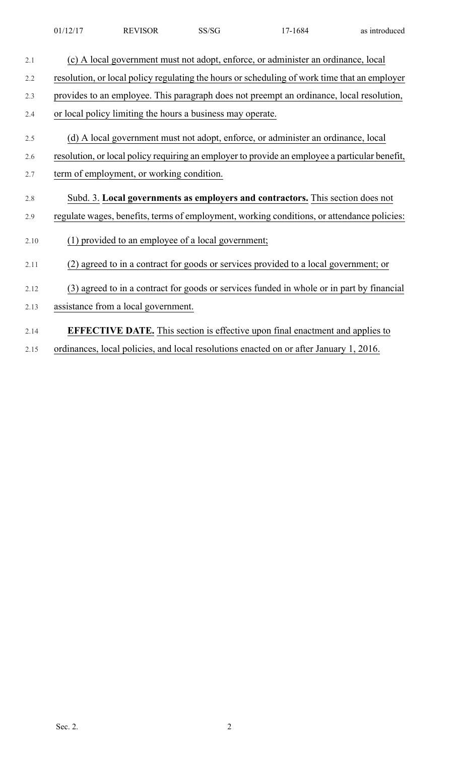(c) A local government must not adopt, enforce, or administer an ordinance, local resolution, or local policy regulating the hours or scheduling of work time that an employer provides to an employee. This paragraph does not preempt an ordinance, local resolution, or local policy limiting the hours a business may operate.

(d) A local government must not adopt, enforce, or administer an ordinance, local resolution, or local policy requiring an employer to provide an employee a particular benefit, term of employment, or working condition.

Subd. 3. **Local governments as employers and contractors.** This section does not regulate wages, benefits, terms of employment, working conditions, or attendance policies:

(1) provided to an employee of a local government;

(2) agreed to in a contract for goods or services provided to a local government; or

(3) agreed to in a contract for goods or services funded in whole or in part by financial assistance from a local government.

**EFFECTIVE DATE.** This section is effective upon final enactment and applies to ordinances, local policies, and local resolutions enacted on or after January 1, 2016.